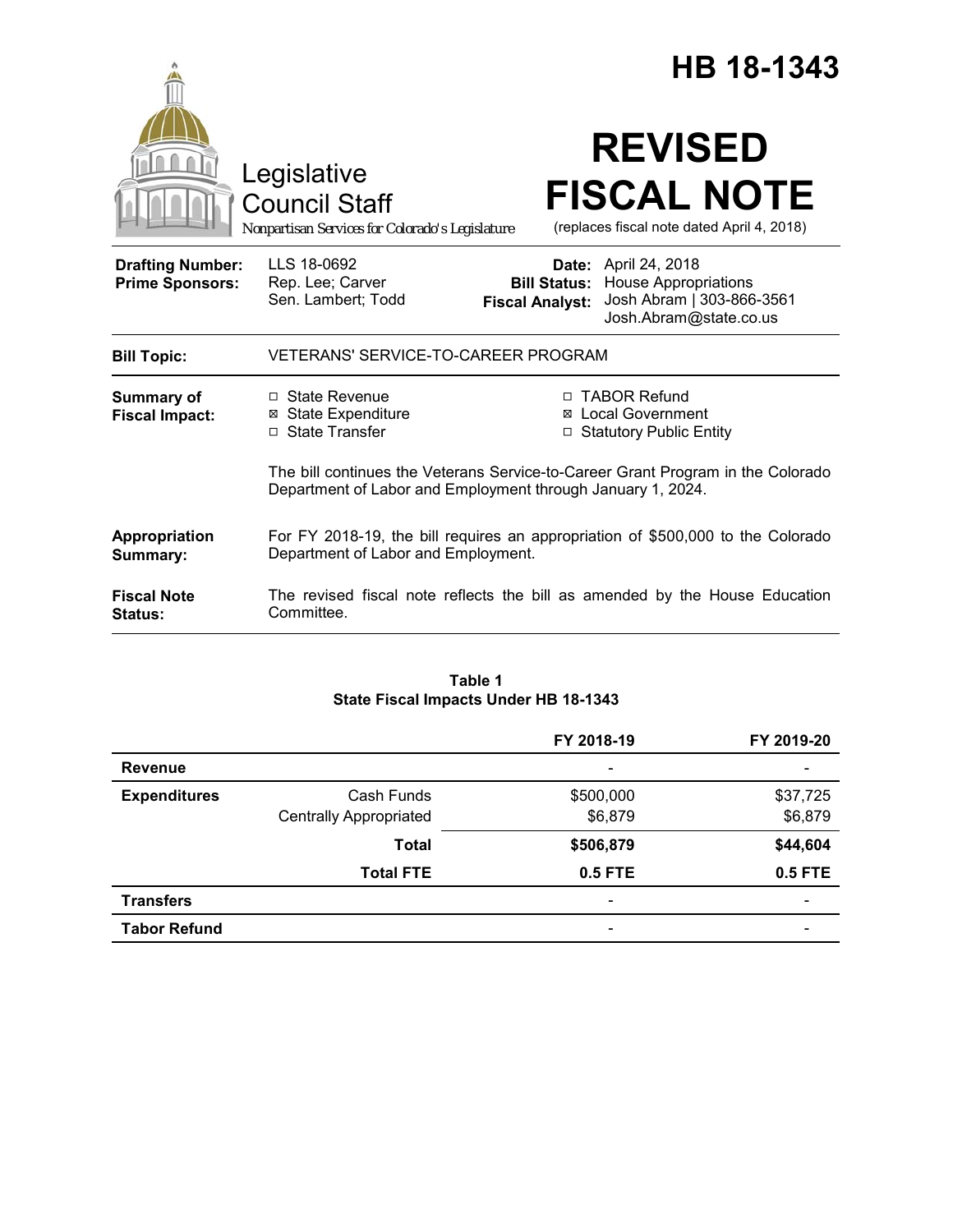# HB 18-1343

Legislative Council Staff

*Nonpartisan Services for Colorado's Legislature*

# REVISED FISCAL NOTE

(replaces fiscal note dated April 4, 2018)

| | | | |
|---|---|---|---|
| **Drafting Number:** | LLS 18-0692 | **Date:** | April 24, 2018 |
| **Prime Sponsors:** | Rep. Lee; Carver<br>Sen. Lambert; Todd | **Bill Status:** | House Appropriations |
| | | **Fiscal Analyst:** | Josh Abram \| 303-866-3561<br>Josh.Abram@state.co.us |

| | |
|---|---|
| **Bill Topic:** | VETERANS' SERVICE-TO-CAREER PROGRAM |
| **Summary of Fiscal Impact:** | ☐ State Revenue<br>☒ State Expenditure<br>☐ State Transfer<br>☐ TABOR Refund<br>☒ Local Government<br>☐ Statutory Public Entity<br><br>The bill continues the Veterans Service-to-Career Grant Program in the Colorado Department of Labor and Employment through January 1, 2024. |
| **Appropriation Summary:** | For FY 2018-19, the bill requires an appropriation of $500,000 to the Colorado Department of Labor and Employment. |
| **Fiscal Note Status:** | The revised fiscal note reflects the bill as amended by the House Education Committee. |

**Table 1**
**State Fiscal Impacts Under HB 18-1343**

| | | FY 2018-19 | FY 2019-20 |
|---|---|---|---|
| **Revenue** | | - | - |
| **Expenditures** | Cash Funds | $500,000 | $37,725 |
| | Centrally Appropriated | $6,879 | $6,879 |
| | **Total** | **$506,879** | **$44,604** |
| | **Total FTE** | **0.5 FTE** | **0.5 FTE** |
| **Transfers** | | - | - |
| **Tabor Refund** | | - | - |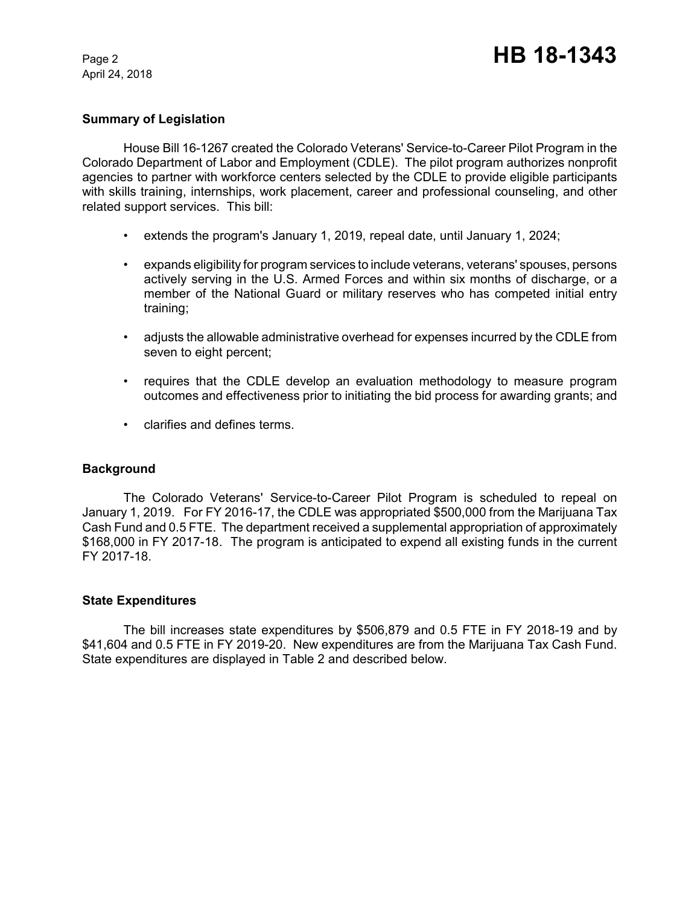## Summary of Legislation

House Bill 16-1267 created the Colorado Veterans' Service-to-Career Pilot Program in the Colorado Department of Labor and Employment (CDLE). The pilot program authorizes nonprofit agencies to partner with workforce centers selected by the CDLE to provide eligible participants with skills training, internships, work placement, career and professional counseling, and other related support services. This bill:

- extends the program's January 1, 2019, repeal date, until January 1, 2024;
- expands eligibility for program services to include veterans, veterans' spouses, persons actively serving in the U.S. Armed Forces and within six months of discharge, or a member of the National Guard or military reserves who has competed initial entry training;
- adjusts the allowable administrative overhead for expenses incurred by the CDLE from seven to eight percent;
- requires that the CDLE develop an evaluation methodology to measure program outcomes and effectiveness prior to initiating the bid process for awarding grants; and
- clarifies and defines terms.

## Background

The Colorado Veterans' Service-to-Career Pilot Program is scheduled to repeal on January 1, 2019. For FY 2016-17, the CDLE was appropriated $500,000 from the Marijuana Tax Cash Fund and 0.5 FTE. The department received a supplemental appropriation of approximately $168,000 in FY 2017-18. The program is anticipated to expend all existing funds in the current FY 2017-18.

## State Expenditures

The bill increases state expenditures by $506,879 and 0.5 FTE in FY 2018-19 and by $41,604 and 0.5 FTE in FY 2019-20. New expenditures are from the Marijuana Tax Cash Fund. State expenditures are displayed in Table 2 and described below.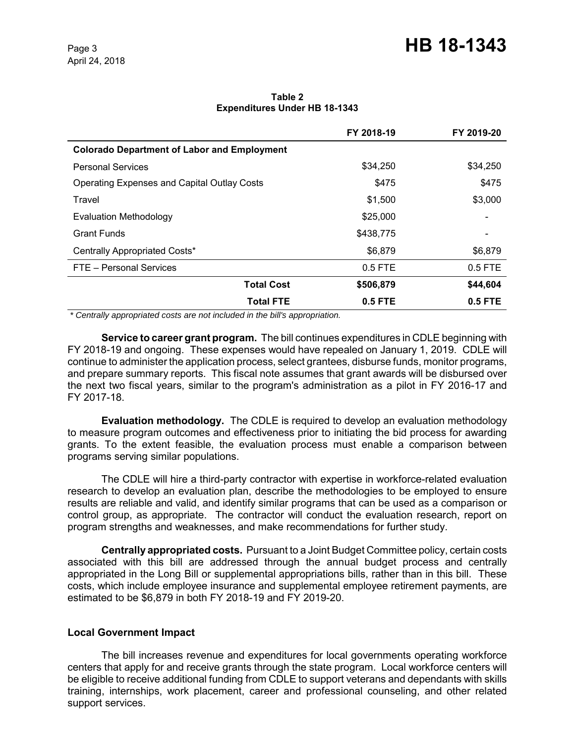**Table 2**
**Expenditures Under HB 18-1343**

| | FY 2018-19 | FY 2019-20 |
|---|---|---|
| **Colorado Department of Labor and Employment** | | |
| Personal Services | $34,250 | $34,250 |
| Operating Expenses and Capital Outlay Costs | $475 | $475 |
| Travel | $1,500 | $3,000 |
| Evaluation Methodology | $25,000 | - |
| Grant Funds | $438,775 | - |
| Centrally Appropriated Costs* | $6,879 | $6,879 |
| FTE – Personal Services | 0.5 FTE | 0.5 FTE |
| **Total Cost** | **$506,879** | **$44,604** |
| **Total FTE** | **0.5 FTE** | **0.5 FTE** |

*\* Centrally appropriated costs are not included in the bill's appropriation.*

**Service to career grant program.** The bill continues expenditures in CDLE beginning with FY 2018-19 and ongoing. These expenses would have repealed on January 1, 2019. CDLE will continue to administer the application process, select grantees, disburse funds, monitor programs, and prepare summary reports. This fiscal note assumes that grant awards will be disbursed over the next two fiscal years, similar to the program's administration as a pilot in FY 2016-17 and FY 2017-18.

**Evaluation methodology.** The CDLE is required to develop an evaluation methodology to measure program outcomes and effectiveness prior to initiating the bid process for awarding grants. To the extent feasible, the evaluation process must enable a comparison between programs serving similar populations.

The CDLE will hire a third-party contractor with expertise in workforce-related evaluation research to develop an evaluation plan, describe the methodologies to be employed to ensure results are reliable and valid, and identify similar programs that can be used as a comparison or control group, as appropriate. The contractor will conduct the evaluation research, report on program strengths and weaknesses, and make recommendations for further study.

**Centrally appropriated costs.** Pursuant to a Joint Budget Committee policy, certain costs associated with this bill are addressed through the annual budget process and centrally appropriated in the Long Bill or supplemental appropriations bills, rather than in this bill. These costs, which include employee insurance and supplemental employee retirement payments, are estimated to be $6,879 in both FY 2018-19 and FY 2019-20.

### Local Government Impact

The bill increases revenue and expenditures for local governments operating workforce centers that apply for and receive grants through the state program. Local workforce centers will be eligible to receive additional funding from CDLE to support veterans and dependants with skills training, internships, work placement, career and professional counseling, and other related support services.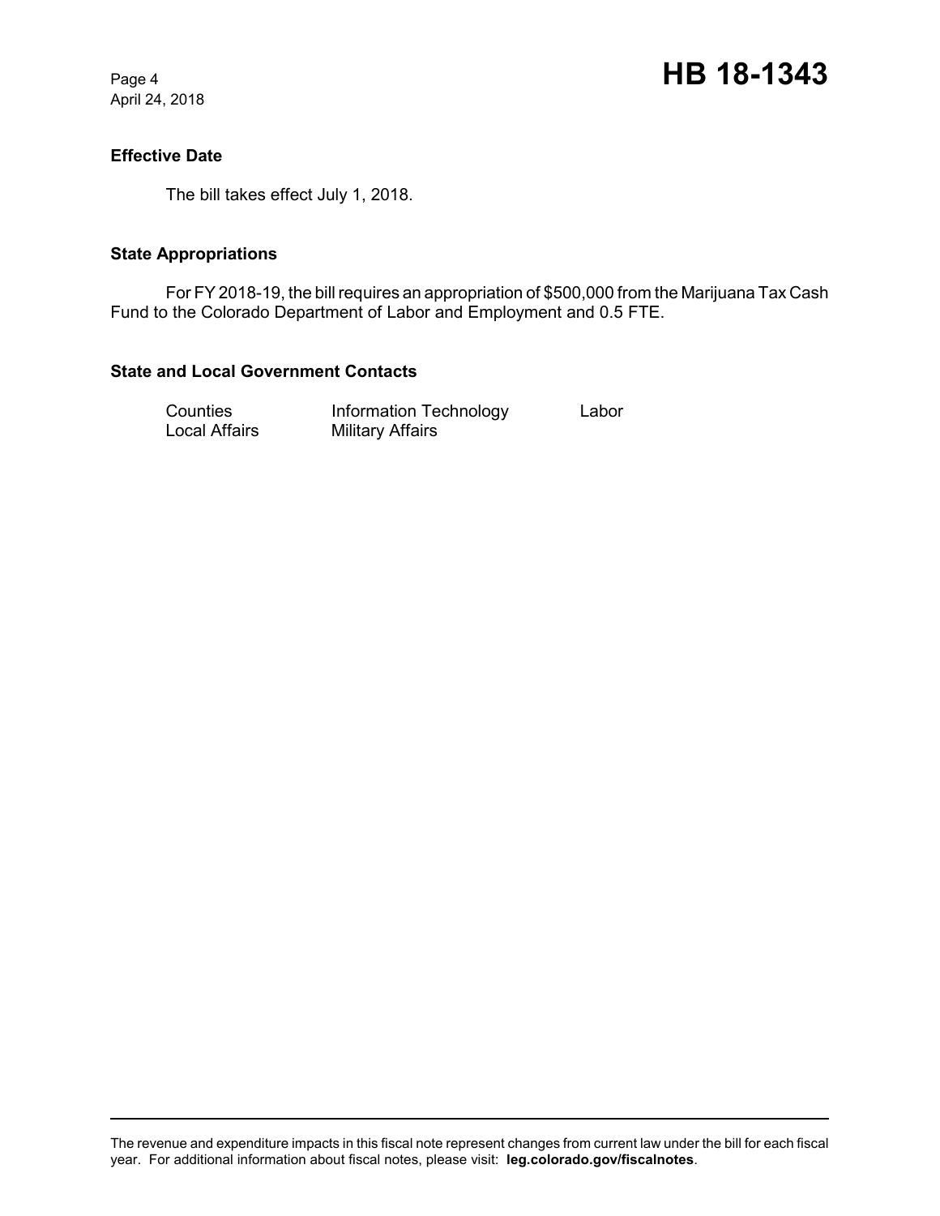## Effective Date

The bill takes effect July 1, 2018.

## State Appropriations

For FY 2018-19, the bill requires an appropriation of $500,000 from the Marijuana Tax Cash Fund to the Colorado Department of Labor and Employment and 0.5 FTE.

## State and Local Government Contacts

| | | |
|---|---|---|
| Counties | Information Technology | Labor |
| Local Affairs | Military Affairs | |

The revenue and expenditure impacts in this fiscal note represent changes from current law under the bill for each fiscal year. For additional information about fiscal notes, please visit: **leg.colorado.gov/fiscalnotes**.